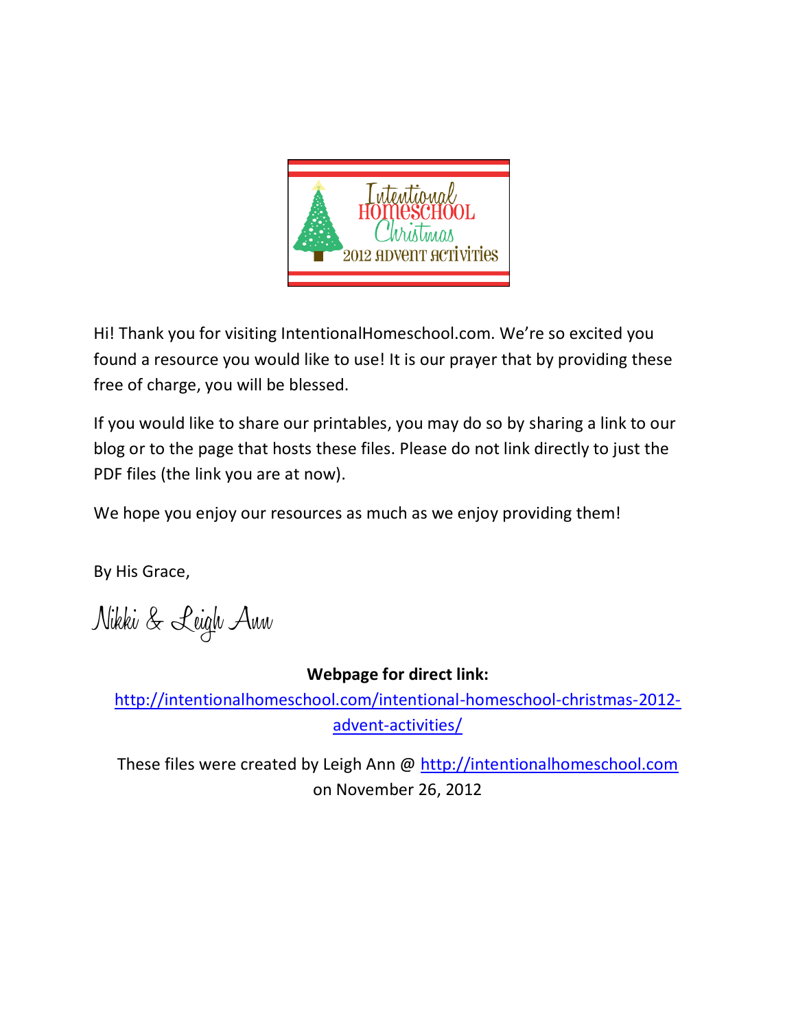Intentional Homeschool Christmas 2012 Advent Activities

Hi! Thank you for visiting IntentionalHomeschool.com. We're so excited you found a resource you would like to use! It is our prayer that by providing these free of charge, you will be blessed.

If you would like to share our printables, you may do so by sharing a link to our blog or to the page that hosts these files. Please do not link directly to just the PDF files (the link you are at now).

We hope you enjoy our resources as much as we enjoy providing them!

By His Grace,

Nikki & Leigh Ann

**Webpage for direct link:**

http://intentionalhomeschool.com/intentional-homeschool-christmas-2012-advent-activities/

These files were created by Leigh Ann @ http://intentionalhomeschool.com on November 26, 2012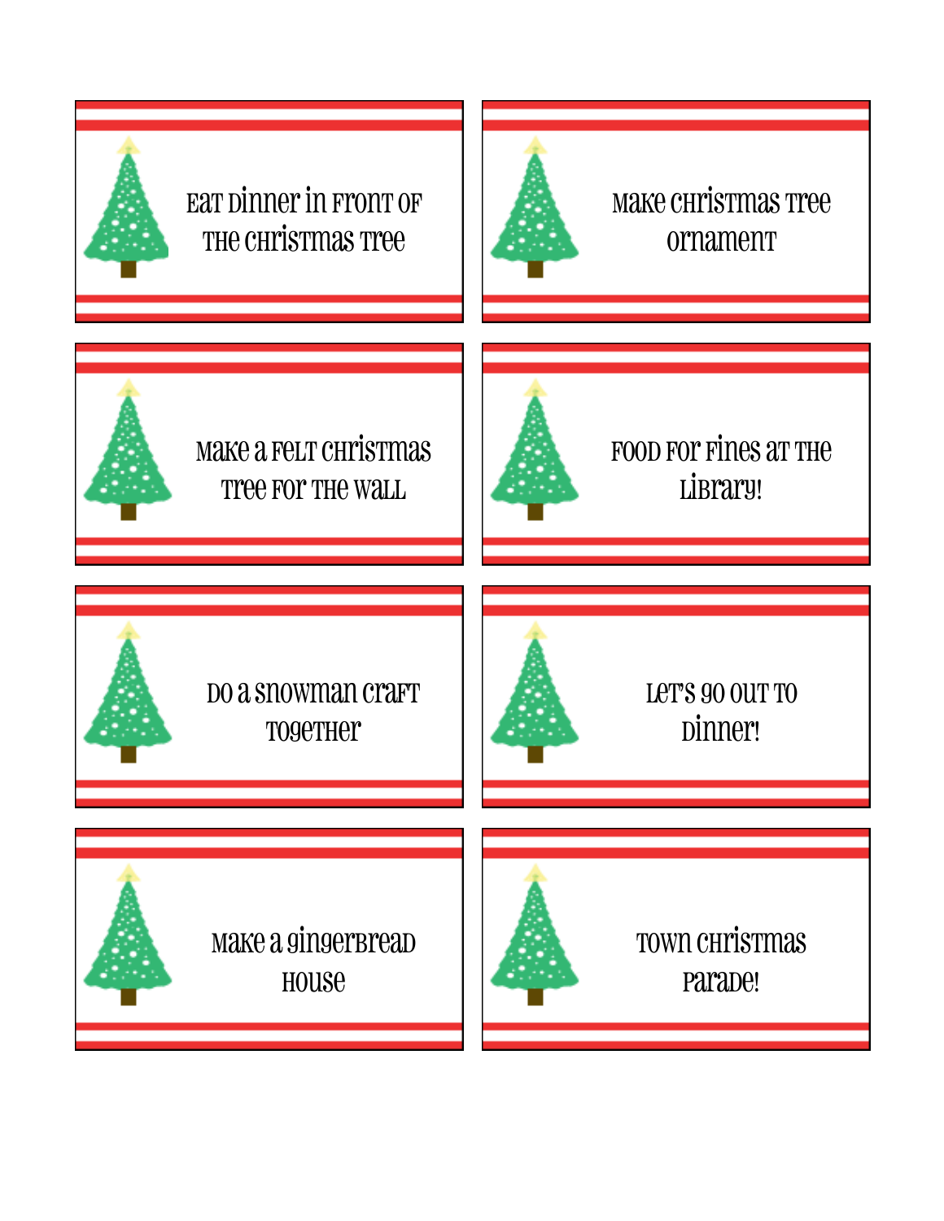Eat Dinner in Front of the Christmas Tree

Make Christmas Tree ornament

Make a Felt Christmas Tree for the Wall

Food for Fines at the Library!

Do a Snowman Craft Together

Let's go out to dinner!

Make a Gingerbread House

Town Christmas Parade!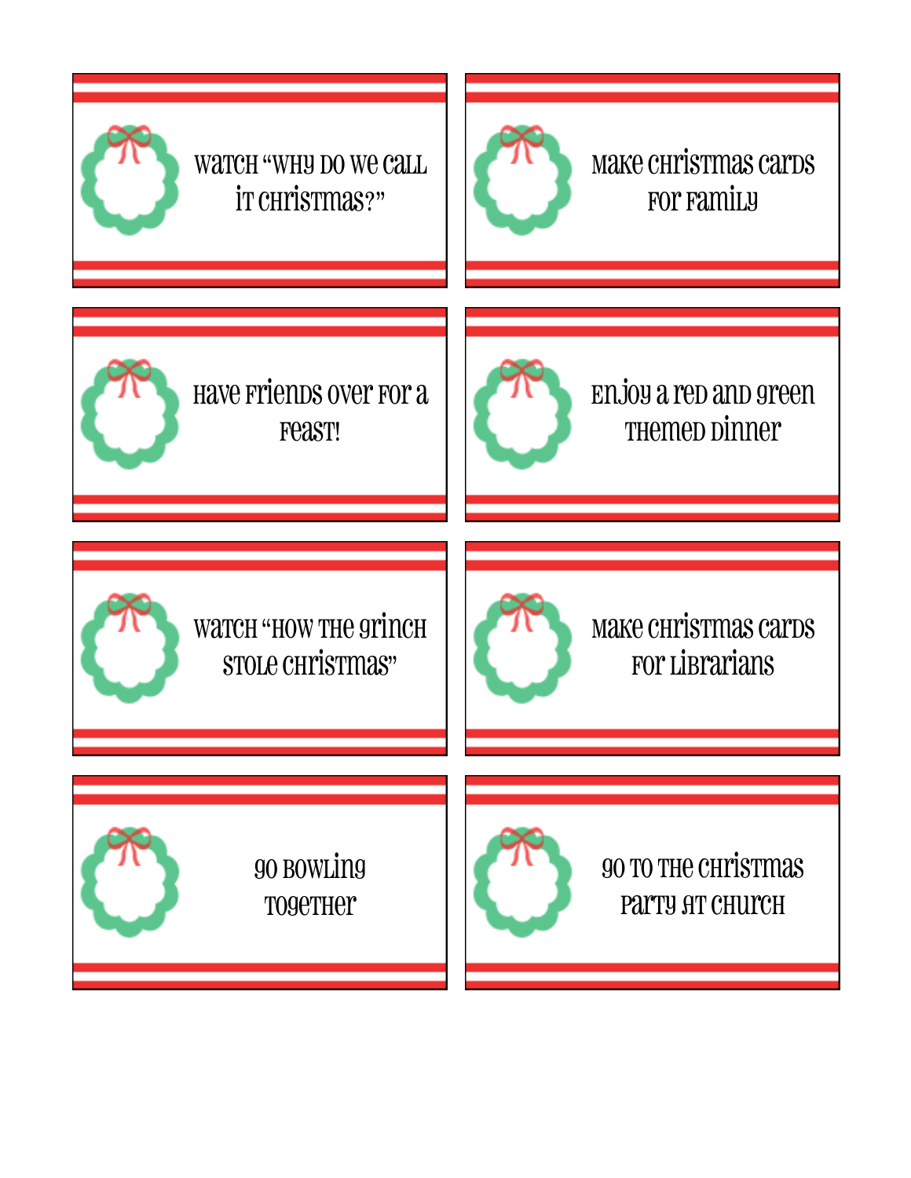Watch "Why Do We Call It Christmas?"

Make Christmas cards for family

Have friends over for a feast!

Enjoy a red and green themed dinner

Watch "How the Grinch Stole Christmas"

Make Christmas cards for librarians

Go bowling together

Go to the Christmas party at church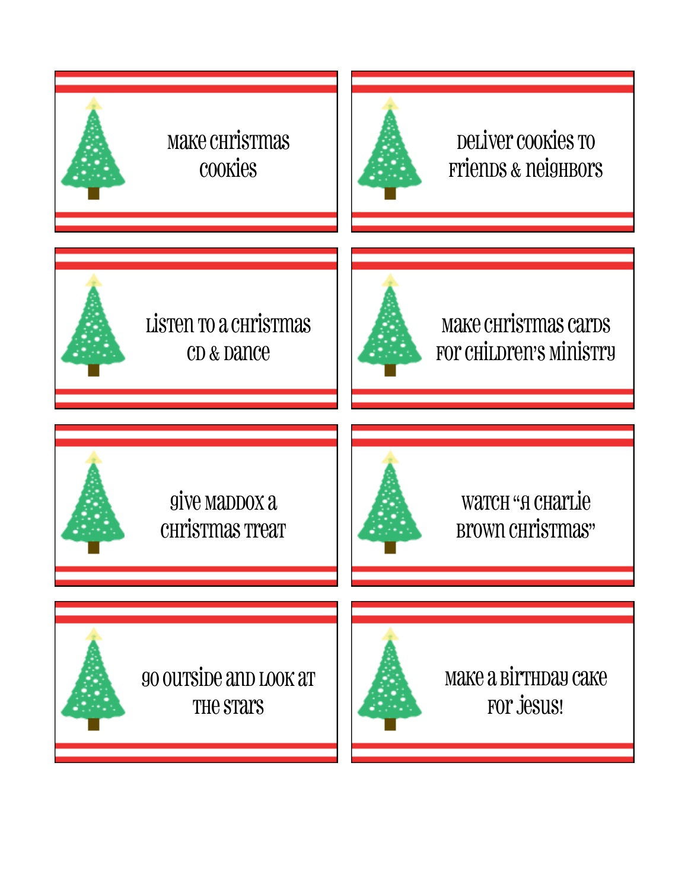Make Christmas cookies

Deliver cookies to friends & neighbors

Listen to a Christmas CD & Dance

Make Christmas cards for Children's Ministry

give Maddox a Christmas treat

Watch "A Charlie Brown Christmas"

go outside and look at the stars

Make a Birthday cake for Jesus!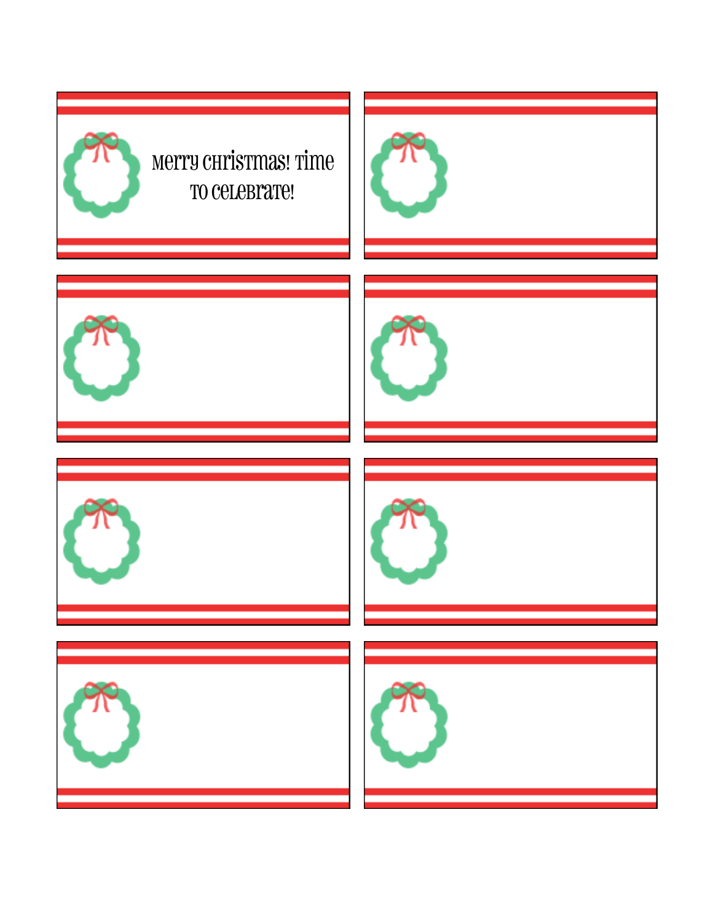Merry Christmas! Time to Celebrate!